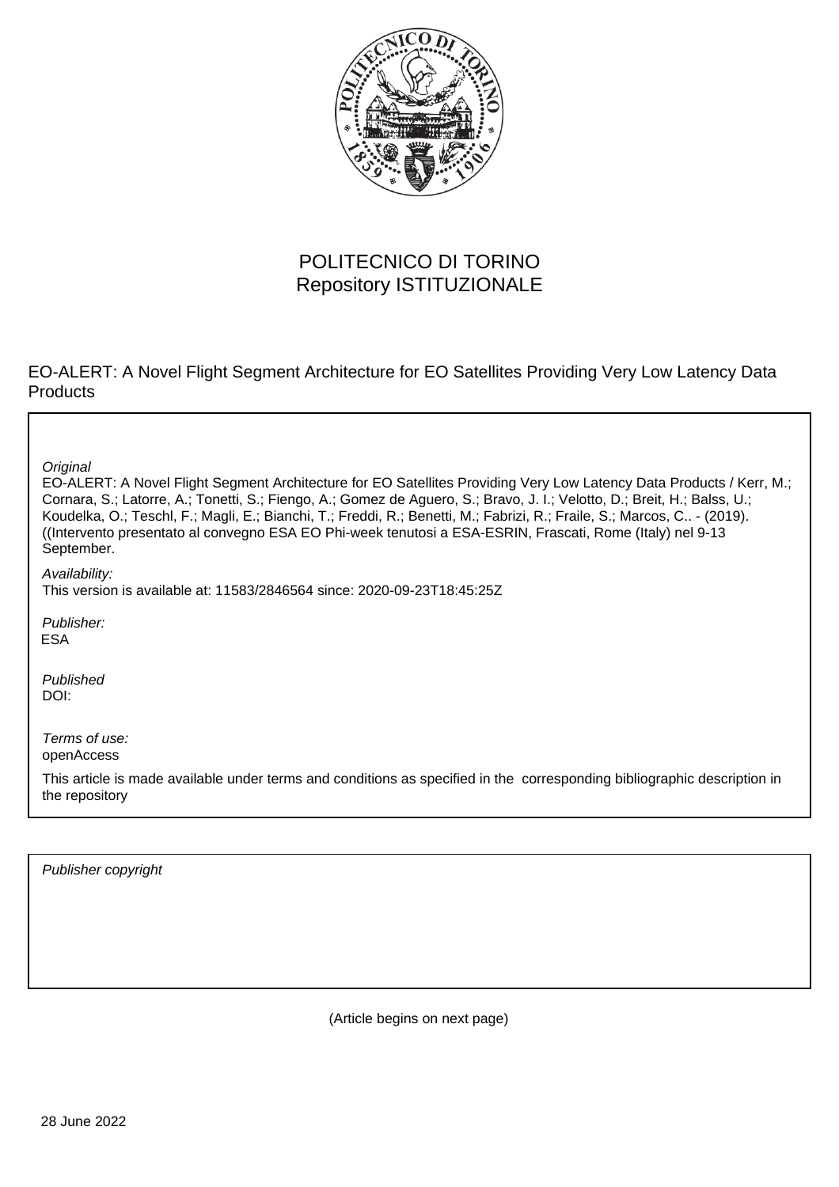POLITECNICO DI TORINO
Repository ISTITUZIONALE

EO-ALERT: A Novel Flight Segment Architecture for EO Satellites Providing Very Low Latency Data Products

*Original*

EO-ALERT: A Novel Flight Segment Architecture for EO Satellites Providing Very Low Latency Data Products / Kerr, M.; Cornara, S.; Latorre, A.; Tonetti, S.; Fiengo, A.; Gomez de Aguero, S.; Bravo, J. I.; Velotto, D.; Breit, H.; Balss, U.; Koudelka, O.; Teschl, F.; Magli, E.; Bianchi, T.; Freddi, R.; Benetti, M.; Fabrizi, R.; Fraile, S.; Marcos, C.. - (2019). ((Intervento presentato al convegno ESA EO Phi-week tenutosi a ESA-ESRIN, Frascati, Rome (Italy) nel 9-13 September.

*Availability:*

This version is available at: 11583/2846564 since: 2020-09-23T18:45:25Z

*Publisher:*

ESA

*Published*

DOI:

*Terms of use:*

openAccess

This article is made available under terms and conditions as specified in the corresponding bibliographic description in the repository

*Publisher copyright*

(Article begins on next page)

28 June 2022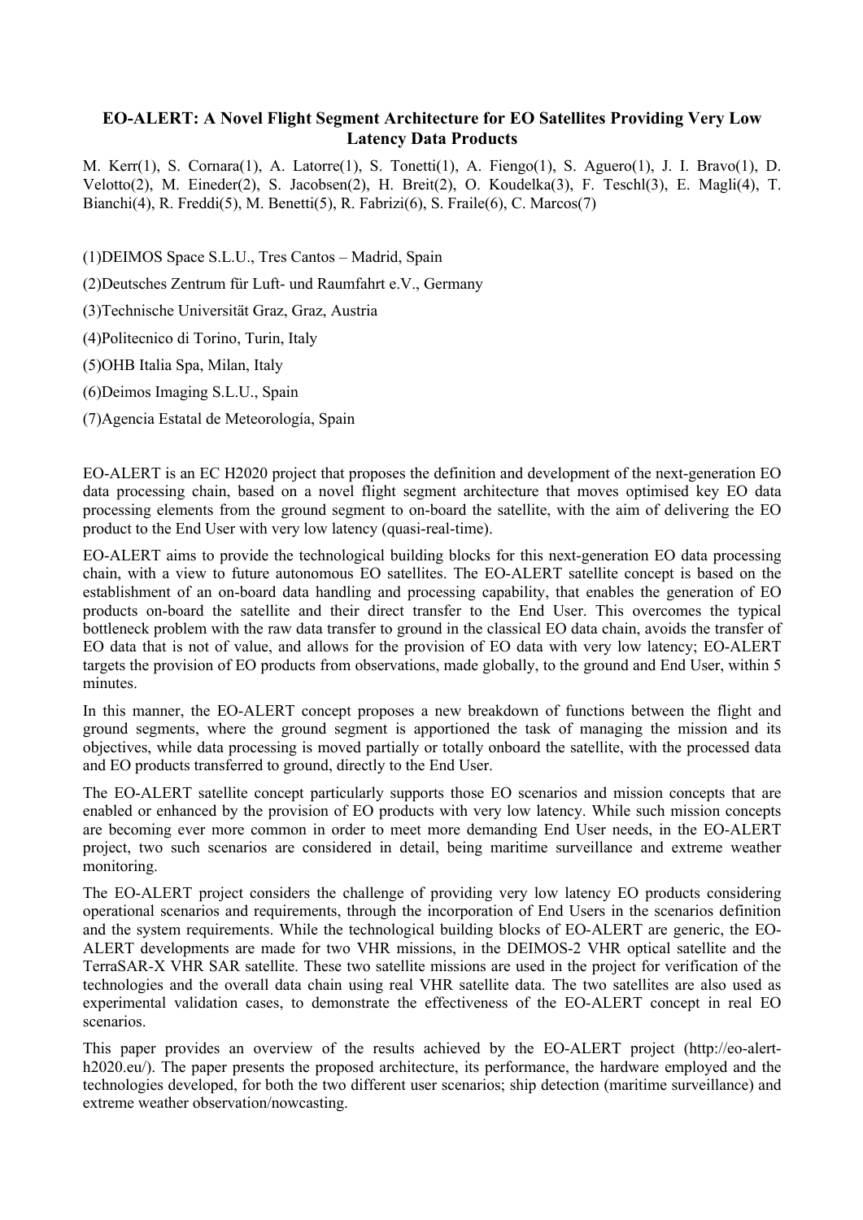**EO-ALERT: A Novel Flight Segment Architecture for EO Satellites Providing Very Low Latency Data Products**

M. Kerr(1), S. Cornara(1), A. Latorre(1), S. Tonetti(1), A. Fiengo(1), S. Aguero(1), J. I. Bravo(1), D. Velotto(2), M. Eineder(2), S. Jacobsen(2), H. Breit(2), O. Koudelka(3), F. Teschl(3), E. Magli(4), T. Bianchi(4), R. Freddi(5), M. Benetti(5), R. Fabrizi(6), S. Fraile(6), C. Marcos(7)

(1)DEIMOS Space S.L.U., Tres Cantos – Madrid, Spain

(2)Deutsches Zentrum für Luft- und Raumfahrt e.V., Germany

(3)Technische Universität Graz, Graz, Austria

(4)Politecnico di Torino, Turin, Italy

(5)OHB Italia Spa, Milan, Italy

(6)Deimos Imaging S.L.U., Spain

(7)Agencia Estatal de Meteorología, Spain

EO-ALERT is an EC H2020 project that proposes the definition and development of the next-generation EO data processing chain, based on a novel flight segment architecture that moves optimised key EO data processing elements from the ground segment to on-board the satellite, with the aim of delivering the EO product to the End User with very low latency (quasi-real-time).

EO-ALERT aims to provide the technological building blocks for this next-generation EO data processing chain, with a view to future autonomous EO satellites. The EO-ALERT satellite concept is based on the establishment of an on-board data handling and processing capability, that enables the generation of EO products on-board the satellite and their direct transfer to the End User. This overcomes the typical bottleneck problem with the raw data transfer to ground in the classical EO data chain, avoids the transfer of EO data that is not of value, and allows for the provision of EO data with very low latency; EO-ALERT targets the provision of EO products from observations, made globally, to the ground and End User, within 5 minutes.

In this manner, the EO-ALERT concept proposes a new breakdown of functions between the flight and ground segments, where the ground segment is apportioned the task of managing the mission and its objectives, while data processing is moved partially or totally onboard the satellite, with the processed data and EO products transferred to ground, directly to the End User.

The EO-ALERT satellite concept particularly supports those EO scenarios and mission concepts that are enabled or enhanced by the provision of EO products with very low latency. While such mission concepts are becoming ever more common in order to meet more demanding End User needs, in the EO-ALERT project, two such scenarios are considered in detail, being maritime surveillance and extreme weather monitoring.

The EO-ALERT project considers the challenge of providing very low latency EO products considering operational scenarios and requirements, through the incorporation of End Users in the scenarios definition and the system requirements. While the technological building blocks of EO-ALERT are generic, the EO-ALERT developments are made for two VHR missions, in the DEIMOS-2 VHR optical satellite and the TerraSAR-X VHR SAR satellite. These two satellite missions are used in the project for verification of the technologies and the overall data chain using real VHR satellite data. The two satellites are also used as experimental validation cases, to demonstrate the effectiveness of the EO-ALERT concept in real EO scenarios.

This paper provides an overview of the results achieved by the EO-ALERT project (http://eo-alert-h2020.eu/). The paper presents the proposed architecture, its performance, the hardware employed and the technologies developed, for both the two different user scenarios; ship detection (maritime surveillance) and extreme weather observation/nowcasting.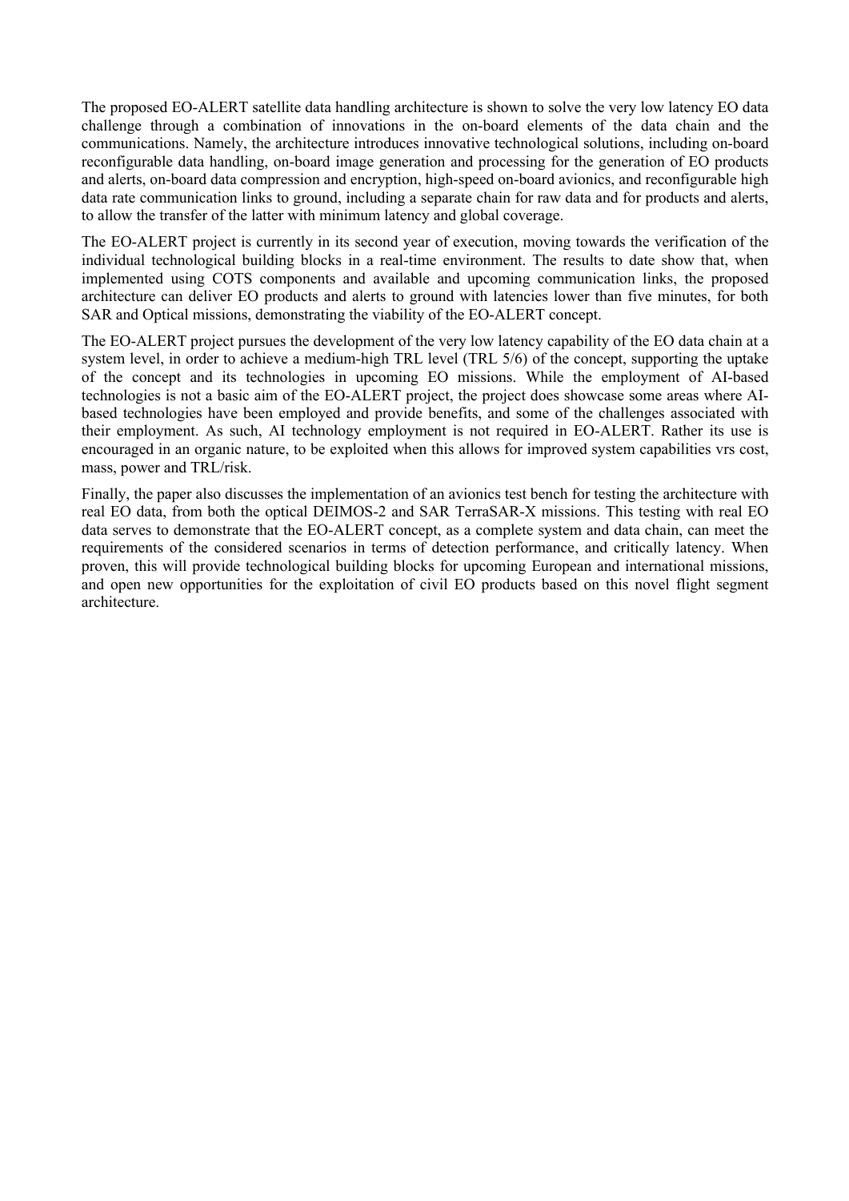The proposed EO-ALERT satellite data handling architecture is shown to solve the very low latency EO data challenge through a combination of innovations in the on-board elements of the data chain and the communications. Namely, the architecture introduces innovative technological solutions, including on-board reconfigurable data handling, on-board image generation and processing for the generation of EO products and alerts, on-board data compression and encryption, high-speed on-board avionics, and reconfigurable high data rate communication links to ground, including a separate chain for raw data and for products and alerts, to allow the transfer of the latter with minimum latency and global coverage.

The EO-ALERT project is currently in its second year of execution, moving towards the verification of the individual technological building blocks in a real-time environment. The results to date show that, when implemented using COTS components and available and upcoming communication links, the proposed architecture can deliver EO products and alerts to ground with latencies lower than five minutes, for both SAR and Optical missions, demonstrating the viability of the EO-ALERT concept.

The EO-ALERT project pursues the development of the very low latency capability of the EO data chain at a system level, in order to achieve a medium-high TRL level (TRL 5/6) of the concept, supporting the uptake of the concept and its technologies in upcoming EO missions. While the employment of AI-based technologies is not a basic aim of the EO-ALERT project, the project does showcase some areas where AI-based technologies have been employed and provide benefits, and some of the challenges associated with their employment. As such, AI technology employment is not required in EO-ALERT. Rather its use is encouraged in an organic nature, to be exploited when this allows for improved system capabilities vrs cost, mass, power and TRL/risk.

Finally, the paper also discusses the implementation of an avionics test bench for testing the architecture with real EO data, from both the optical DEIMOS-2 and SAR TerraSAR-X missions. This testing with real EO data serves to demonstrate that the EO-ALERT concept, as a complete system and data chain, can meet the requirements of the considered scenarios in terms of detection performance, and critically latency. When proven, this will provide technological building blocks for upcoming European and international missions, and open new opportunities for the exploitation of civil EO products based on this novel flight segment architecture.